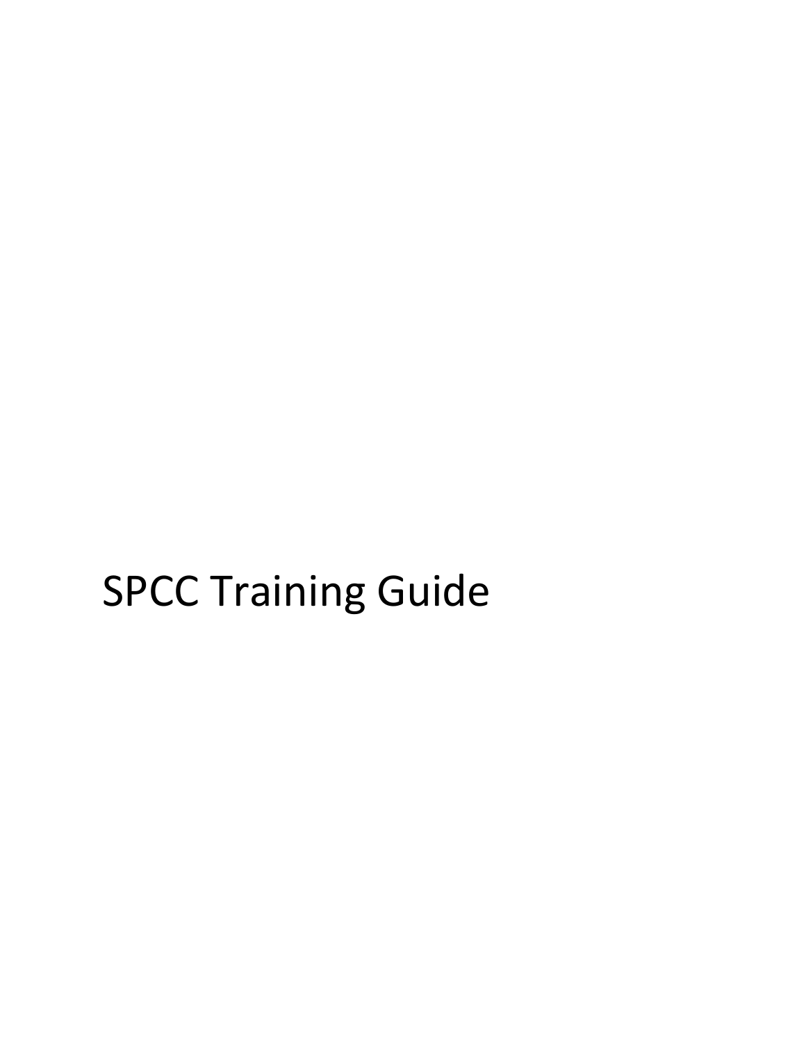# SPCC Training Guide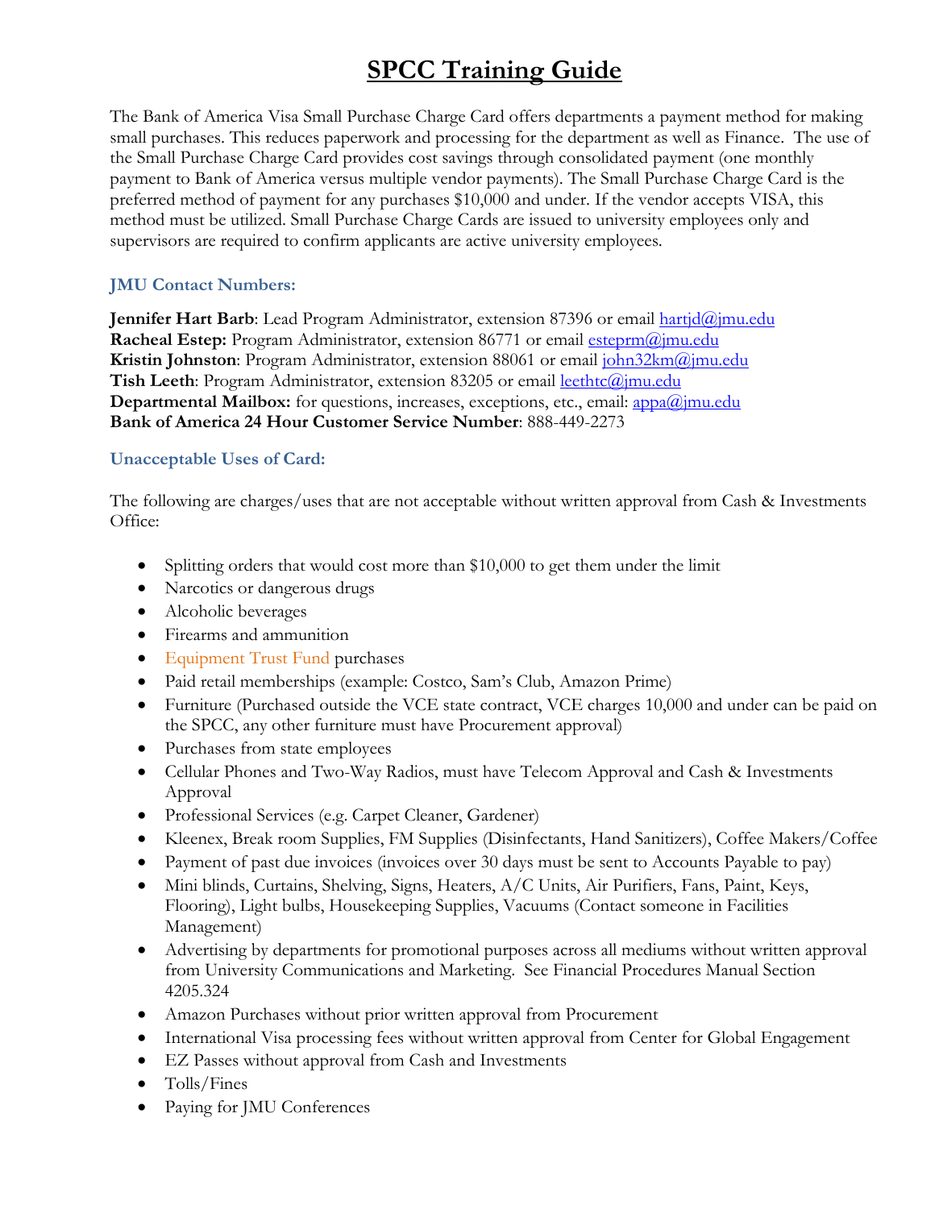# SPCC Training Guide

The Bank of America Visa Small Purchase Charge Card offers departments a payment method for making small purchases. This reduces paperwork and processing for the department as well as Finance. The use of the Small Purchase Charge Card provides cost savings through consolidated payment (one monthly payment to Bank of America versus multiple vendor payments). The Small Purchase Charge Card is the preferred method of payment for any purchases $10,000 and under. If the vendor accepts VISA, this method must be utilized. Small Purchase Charge Cards are issued to university employees only and supervisors are required to confirm applicants are active university employees.

### JMU Contact Numbers:

**Jennifer Hart Barb**: Lead Program Administrator, extension 87396 or email hartjd@jmu.edu
**Racheal Estep:** Program Administrator, extension 86771 or email esteprm@jmu.edu
**Kristin Johnston**: Program Administrator, extension 88061 or email john32km@jmu.edu
**Tish Leeth**: Program Administrator, extension 83205 or email leethtc@jmu.edu
**Departmental Mailbox:** for questions, increases, exceptions, etc., email: appa@jmu.edu
**Bank of America 24 Hour Customer Service Number**: 888-449-2273

### Unacceptable Uses of Card:

The following are charges/uses that are not acceptable without written approval from Cash & Investments Office:

- Splitting orders that would cost more than $10,000 to get them under the limit
- Narcotics or dangerous drugs
- Alcoholic beverages
- Firearms and ammunition
- Equipment Trust Fund purchases
- Paid retail memberships (example: Costco, Sam's Club, Amazon Prime)
- Furniture (Purchased outside the VCE state contract, VCE charges 10,000 and under can be paid on the SPCC, any other furniture must have Procurement approval)
- Purchases from state employees
- Cellular Phones and Two-Way Radios, must have Telecom Approval and Cash & Investments Approval
- Professional Services (e.g. Carpet Cleaner, Gardener)
- Kleenex, Break room Supplies, FM Supplies (Disinfectants, Hand Sanitizers), Coffee Makers/Coffee
- Payment of past due invoices (invoices over 30 days must be sent to Accounts Payable to pay)
- Mini blinds, Curtains, Shelving, Signs, Heaters, A/C Units, Air Purifiers, Fans, Paint, Keys, Flooring), Light bulbs, Housekeeping Supplies, Vacuums (Contact someone in Facilities Management)
- Advertising by departments for promotional purposes across all mediums without written approval from University Communications and Marketing. See Financial Procedures Manual Section 4205.324
- Amazon Purchases without prior written approval from Procurement
- International Visa processing fees without written approval from Center for Global Engagement
- EZ Passes without approval from Cash and Investments
- Tolls/Fines
- Paying for JMU Conferences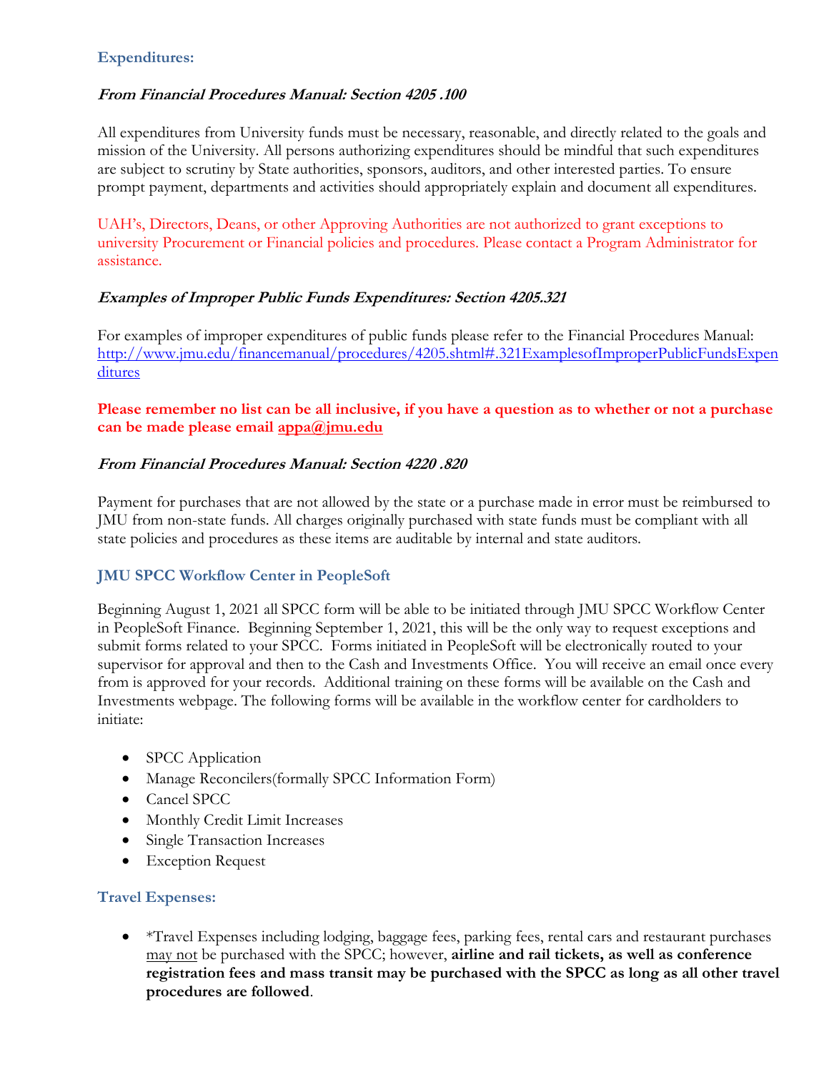## Expenditures:

### *From Financial Procedures Manual: Section 4205 .100*

All expenditures from University funds must be necessary, reasonable, and directly related to the goals and mission of the University. All persons authorizing expenditures should be mindful that such expenditures are subject to scrutiny by State authorities, sponsors, auditors, and other interested parties. To ensure prompt payment, departments and activities should appropriately explain and document all expenditures.

UAH's, Directors, Deans, or other Approving Authorities are not authorized to grant exceptions to university Procurement or Financial policies and procedures. Please contact a Program Administrator for assistance.

### *Examples of Improper Public Funds Expenditures: Section 4205.321*

For examples of improper expenditures of public funds please refer to the Financial Procedures Manual: [http://www.jmu.edu/financemanual/procedures/4205.shtml#.321ExamplesofImproperPublicFundsExpenditures](http://www.jmu.edu/financemanual/procedures/4205.shtml#.321ExamplesofImproperPublicFundsExpenditures)

**Please remember no list can be all inclusive, if you have a question as to whether or not a purchase can be made please email appa@jmu.edu**

### *From Financial Procedures Manual: Section 4220 .820*

Payment for purchases that are not allowed by the state or a purchase made in error must be reimbursed to JMU from non-state funds. All charges originally purchased with state funds must be compliant with all state policies and procedures as these items are auditable by internal and state auditors.

## JMU SPCC Workflow Center in PeopleSoft

Beginning August 1, 2021 all SPCC form will be able to be initiated through JMU SPCC Workflow Center in PeopleSoft Finance. Beginning September 1, 2021, this will be the only way to request exceptions and submit forms related to your SPCC. Forms initiated in PeopleSoft will be electronically routed to your supervisor for approval and then to the Cash and Investments Office. You will receive an email once every from is approved for your records. Additional training on these forms will be available on the Cash and Investments webpage. The following forms will be available in the workflow center for cardholders to initiate:

- SPCC Application
- Manage Reconcilers(formally SPCC Information Form)
- Cancel SPCC
- Monthly Credit Limit Increases
- Single Transaction Increases
- Exception Request

## Travel Expenses:

- *Travel Expenses including lodging, baggage fees, parking fees, rental cars and restaurant purchases <u>may not</u> be purchased with the SPCC; however, **airline and rail tickets, as well as conference registration fees and mass transit may be purchased with the SPCC as long as all other travel procedures are followed**.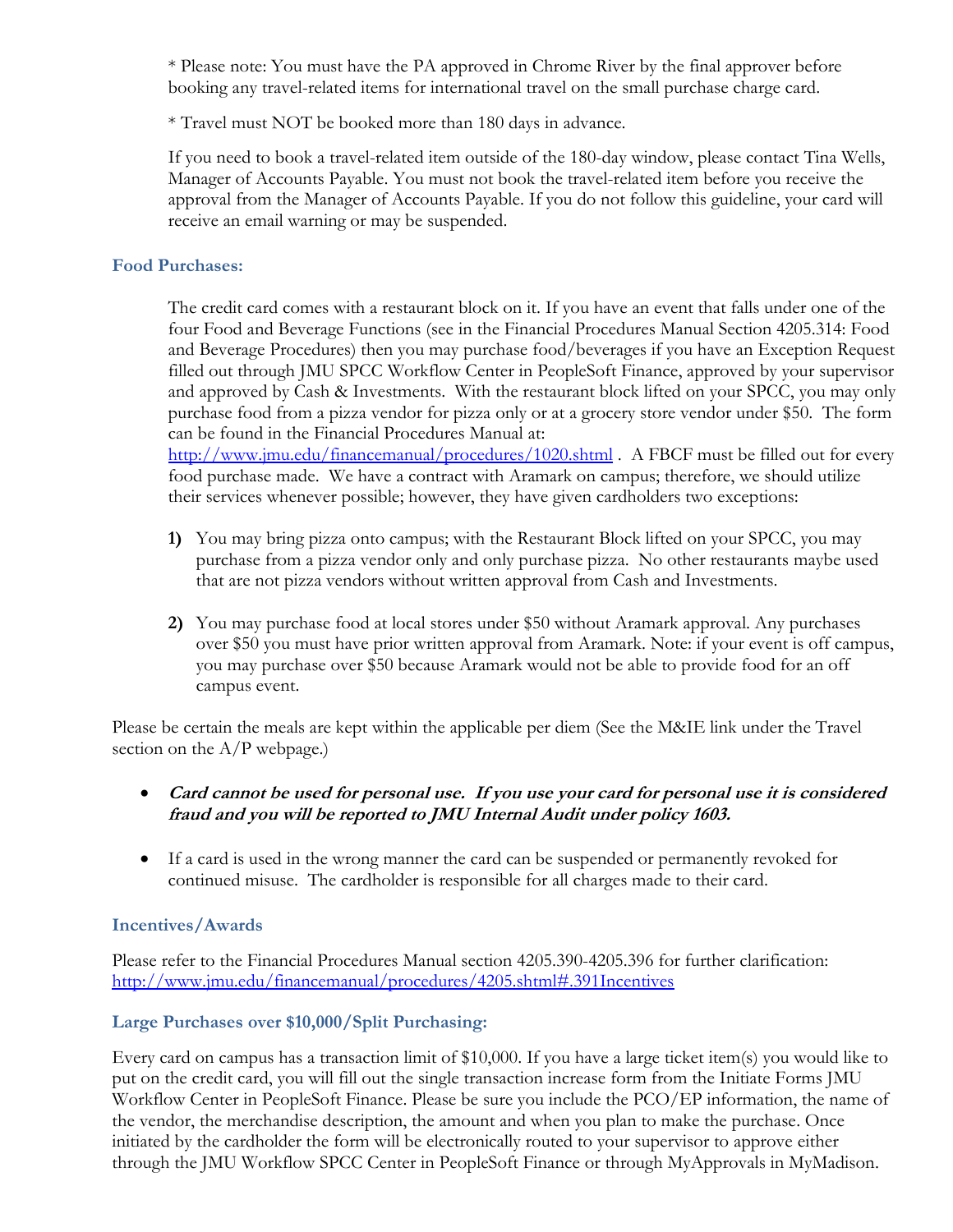\* Please note: You must have the PA approved in Chrome River by the final approver before booking any travel-related items for international travel on the small purchase charge card.

\* Travel must NOT be booked more than 180 days in advance.

If you need to book a travel-related item outside of the 180-day window, please contact Tina Wells, Manager of Accounts Payable. You must not book the travel-related item before you receive the approval from the Manager of Accounts Payable. If you do not follow this guideline, your card will receive an email warning or may be suspended.

### Food Purchases:

The credit card comes with a restaurant block on it. If you have an event that falls under one of the four Food and Beverage Functions (see in the Financial Procedures Manual Section 4205.314: Food and Beverage Procedures) then you may purchase food/beverages if you have an Exception Request filled out through JMU SPCC Workflow Center in PeopleSoft Finance, approved by your supervisor and approved by Cash & Investments. With the restaurant block lifted on your SPCC, you may only purchase food from a pizza vendor for pizza only or at a grocery store vendor under $50. The form can be found in the Financial Procedures Manual at: [http://www.jmu.edu/financemanual/procedures/1020.shtml](http://www.jmu.edu/financemanual/procedures/1020.shtml) . A FBCF must be filled out for every food purchase made. We have a contract with Aramark on campus; therefore, we should utilize their services whenever possible; however, they have given cardholders two exceptions:

1) You may bring pizza onto campus; with the Restaurant Block lifted on your SPCC, you may purchase from a pizza vendor only and only purchase pizza. No other restaurants maybe used that are not pizza vendors without written approval from Cash and Investments.

2) You may purchase food at local stores under $50 without Aramark approval. Any purchases over $50 you must have prior written approval from Aramark. Note: if your event is off campus, you may purchase over $50 because Aramark would not be able to provide food for an off campus event.

Please be certain the meals are kept within the applicable per diem (See the M&IE link under the Travel section on the A/P webpage.)

- ***Card cannot be used for personal use. If you use your card for personal use it is considered fraud and you will be reported to JMU Internal Audit under policy 1603.***

- If a card is used in the wrong manner the card can be suspended or permanently revoked for continued misuse. The cardholder is responsible for all charges made to their card.

### Incentives/Awards

Please refer to the Financial Procedures Manual section 4205.390-4205.396 for further clarification: [http://www.jmu.edu/financemanual/procedures/4205.shtml#.391Incentives](http://www.jmu.edu/financemanual/procedures/4205.shtml#.391Incentives)

### Large Purchases over $10,000/Split Purchasing:

Every card on campus has a transaction limit of $10,000. If you have a large ticket item(s) you would like to put on the credit card, you will fill out the single transaction increase form from the Initiate Forms JMU Workflow Center in PeopleSoft Finance. Please be sure you include the PCO/EP information, the name of the vendor, the merchandise description, the amount and when you plan to make the purchase. Once initiated by the cardholder the form will be electronically routed to your supervisor to approve either through the JMU Workflow SPCC Center in PeopleSoft Finance or through MyApprovals in MyMadison.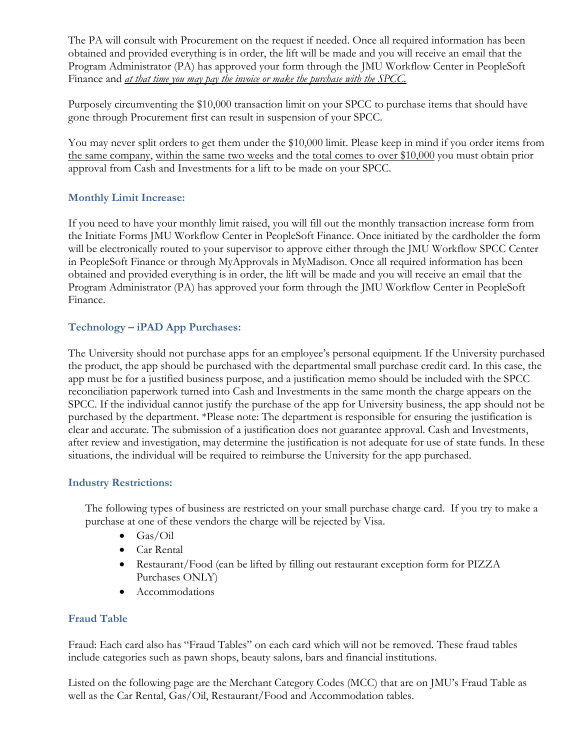The PA will consult with Procurement on the request if needed. Once all required information has been obtained and provided everything is in order, the lift will be made and you will receive an email that the Program Administrator (PA) has approved your form through the JMU Workflow Center in PeopleSoft Finance and *at that time you may pay the invoice or make the purchase with the SPCC.*

Purposely circumventing the $10,000 transaction limit on your SPCC to purchase items that should have gone through Procurement first can result in suspension of your SPCC.

You may never split orders to get them under the $10,000 limit. Please keep in mind if you order items from the same company, within the same two weeks and the total comes to over $10,000 you must obtain prior approval from Cash and Investments for a lift to be made on your SPCC.

### Monthly Limit Increase:

If you need to have your monthly limit raised, you will fill out the monthly transaction increase form from the Initiate Forms JMU Workflow Center in PeopleSoft Finance. Once initiated by the cardholder the form will be electronically routed to your supervisor to approve either through the JMU Workflow SPCC Center in PeopleSoft Finance or through MyApprovals in MyMadison. Once all required information has been obtained and provided everything is in order, the lift will be made and you will receive an email that the Program Administrator (PA) has approved your form through the JMU Workflow Center in PeopleSoft Finance.

### Technology – iPAD App Purchases:

The University should not purchase apps for an employee's personal equipment. If the University purchased the product, the app should be purchased with the departmental small purchase credit card. In this case, the app must be for a justified business purpose, and a justification memo should be included with the SPCC reconciliation paperwork turned into Cash and Investments in the same month the charge appears on the SPCC. If the individual cannot justify the purchase of the app for University business, the app should not be purchased by the department. *Please note: The department is responsible for ensuring the justification is clear and accurate. The submission of a justification does not guarantee approval. Cash and Investments, after review and investigation, may determine the justification is not adequate for use of state funds. In these situations, the individual will be required to reimburse the University for the app purchased.

### Industry Restrictions:

The following types of business are restricted on your small purchase charge card. If you try to make a purchase at one of these vendors the charge will be rejected by Visa.

- Gas/Oil
- Car Rental
- Restaurant/Food (can be lifted by filling out restaurant exception form for PIZZA Purchases ONLY)
- Accommodations

### Fraud Table

Fraud: Each card also has "Fraud Tables" on each card which will not be removed. These fraud tables include categories such as pawn shops, beauty salons, bars and financial institutions.

Listed on the following page are the Merchant Category Codes (MCC) that are on JMU's Fraud Table as well as the Car Rental, Gas/Oil, Restaurant/Food and Accommodation tables.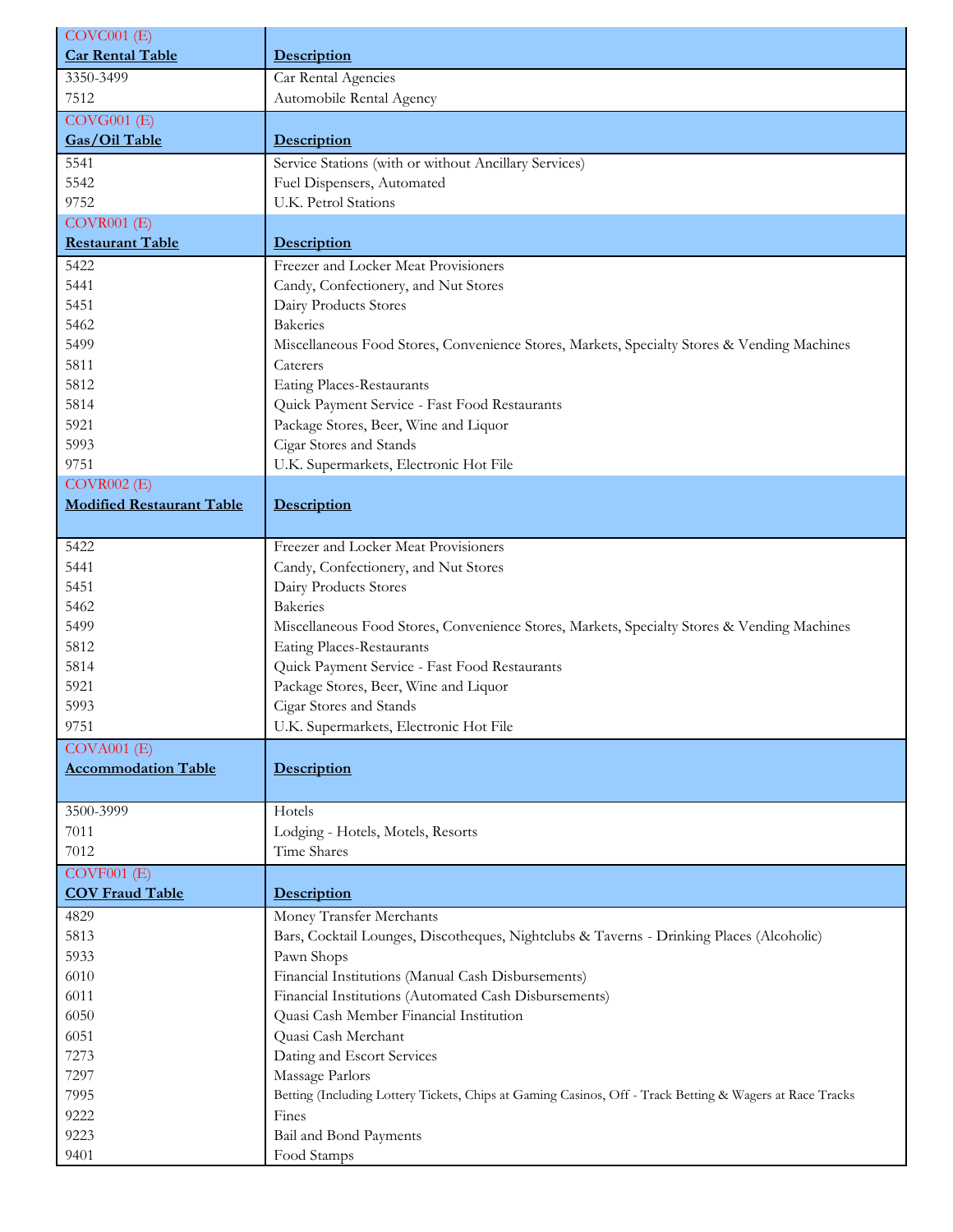| COVC001 (E)<br>**Car Rental Table** | **Description** |
|---|---|
| 3350-3499 | Car Rental Agencies |
| 7512 | Automobile Rental Agency |
| COVG001 (E)<br>**Gas/Oil Table** | **Description** |
| 5541 | Service Stations (with or without Ancillary Services) |
| 5542 | Fuel Dispensers, Automated |
| 9752 | U.K. Petrol Stations |
| COVR001 (E)<br>**Restaurant Table** | **Description** |
| 5422 | Freezer and Locker Meat Provisioners |
| 5441 | Candy, Confectionery, and Nut Stores |
| 5451 | Dairy Products Stores |
| 5462 | Bakeries |
| 5499 | Miscellaneous Food Stores, Convenience Stores, Markets, Specialty Stores & Vending Machines |
| 5811 | Caterers |
| 5812 | Eating Places-Restaurants |
| 5814 | Quick Payment Service - Fast Food Restaurants |
| 5921 | Package Stores, Beer, Wine and Liquor |
| 5993 | Cigar Stores and Stands |
| 9751 | U.K. Supermarkets, Electronic Hot File |
| COVR002 (E)<br>**Modified Restaurant Table** | **Description** |
| 5422 | Freezer and Locker Meat Provisioners |
| 5441 | Candy, Confectionery, and Nut Stores |
| 5451 | Dairy Products Stores |
| 5462 | Bakeries |
| 5499 | Miscellaneous Food Stores, Convenience Stores, Markets, Specialty Stores & Vending Machines |
| 5812 | Eating Places-Restaurants |
| 5814 | Quick Payment Service - Fast Food Restaurants |
| 5921 | Package Stores, Beer, Wine and Liquor |
| 5993 | Cigar Stores and Stands |
| 9751 | U.K. Supermarkets, Electronic Hot File |
| COVA001 (E)<br>**Accommodation Table** | **Description** |
| 3500-3999 | Hotels |
| 7011 | Lodging - Hotels, Motels, Resorts |
| 7012 | Time Shares |
| COVF001 (E)<br>**COV Fraud Table** | **Description** |
| 4829 | Money Transfer Merchants |
| 5813 | Bars, Cocktail Lounges, Discotheques, Nightclubs & Taverns - Drinking Places (Alcoholic) |
| 5933 | Pawn Shops |
| 6010 | Financial Institutions (Manual Cash Disbursements) |
| 6011 | Financial Institutions (Automated Cash Disbursements) |
| 6050 | Quasi Cash Member Financial Institution |
| 6051 | Quasi Cash Merchant |
| 7273 | Dating and Escort Services |
| 7297 | Massage Parlors |
| 7995 | Betting (Including Lottery Tickets, Chips at Gaming Casinos, Off - Track Betting & Wagers at Race Tracks |
| 9222 | Fines |
| 9223 | Bail and Bond Payments |
| 9401 | Food Stamps |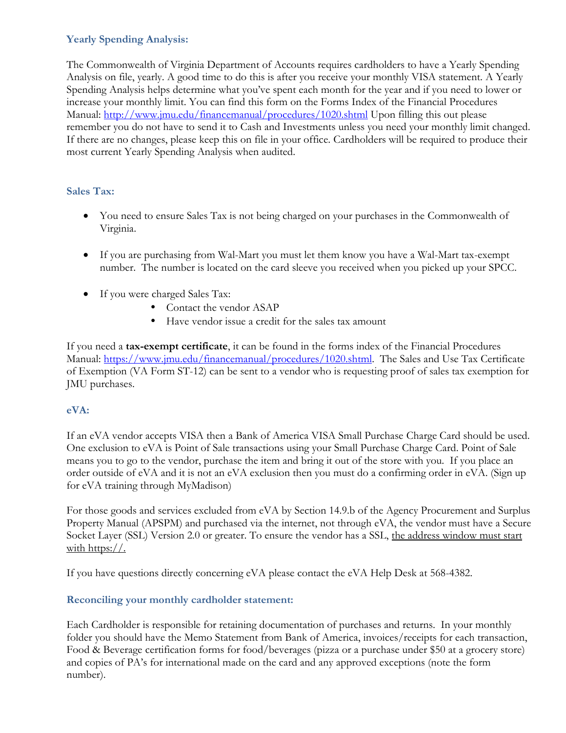## Yearly Spending Analysis:

The Commonwealth of Virginia Department of Accounts requires cardholders to have a Yearly Spending Analysis on file, yearly. A good time to do this is after you receive your monthly VISA statement. A Yearly Spending Analysis helps determine what you've spent each month for the year and if you need to lower or increase your monthly limit. You can find this form on the Forms Index of the Financial Procedures Manual: [http://www.jmu.edu/financemanual/procedures/1020.shtml](http://www.jmu.edu/financemanual/procedures/1020.shtml) Upon filling this out please remember you do not have to send it to Cash and Investments unless you need your monthly limit changed. If there are no changes, please keep this on file in your office. Cardholders will be required to produce their most current Yearly Spending Analysis when audited.

## Sales Tax:

- You need to ensure Sales Tax is not being charged on your purchases in the Commonwealth of Virginia.
- If you are purchasing from Wal-Mart you must let them know you have a Wal-Mart tax-exempt number. The number is located on the card sleeve you received when you picked up your SPCC.
- If you were charged Sales Tax:
  - Contact the vendor ASAP
  - Have vendor issue a credit for the sales tax amount

If you need a **tax-exempt certificate**, it can be found in the forms index of the Financial Procedures Manual: [https://www.jmu.edu/financemanual/procedures/1020.shtml](https://www.jmu.edu/financemanual/procedures/1020.shtml). The Sales and Use Tax Certificate of Exemption (VA Form ST-12) can be sent to a vendor who is requesting proof of sales tax exemption for JMU purchases.

## eVA:

If an eVA vendor accepts VISA then a Bank of America VISA Small Purchase Charge Card should be used. One exclusion to eVA is Point of Sale transactions using your Small Purchase Charge Card. Point of Sale means you to go to the vendor, purchase the item and bring it out of the store with you. If you place an order outside of eVA and it is not an eVA exclusion then you must do a confirming order in eVA. (Sign up for eVA training through MyMadison)

For those goods and services excluded from eVA by Section 14.9.b of the Agency Procurement and Surplus Property Manual (APSPM) and purchased via the internet, not through eVA, the vendor must have a Secure Socket Layer (SSL) Version 2.0 or greater. To ensure the vendor has a SSL, <u>the address window must start with https://.</u>

If you have questions directly concerning eVA please contact the eVA Help Desk at 568-4382.

## Reconciling your monthly cardholder statement:

Each Cardholder is responsible for retaining documentation of purchases and returns. In your monthly folder you should have the Memo Statement from Bank of America, invoices/receipts for each transaction, Food & Beverage certification forms for food/beverages (pizza or a purchase under $50 at a grocery store) and copies of PA's for international made on the card and any approved exceptions (note the form number).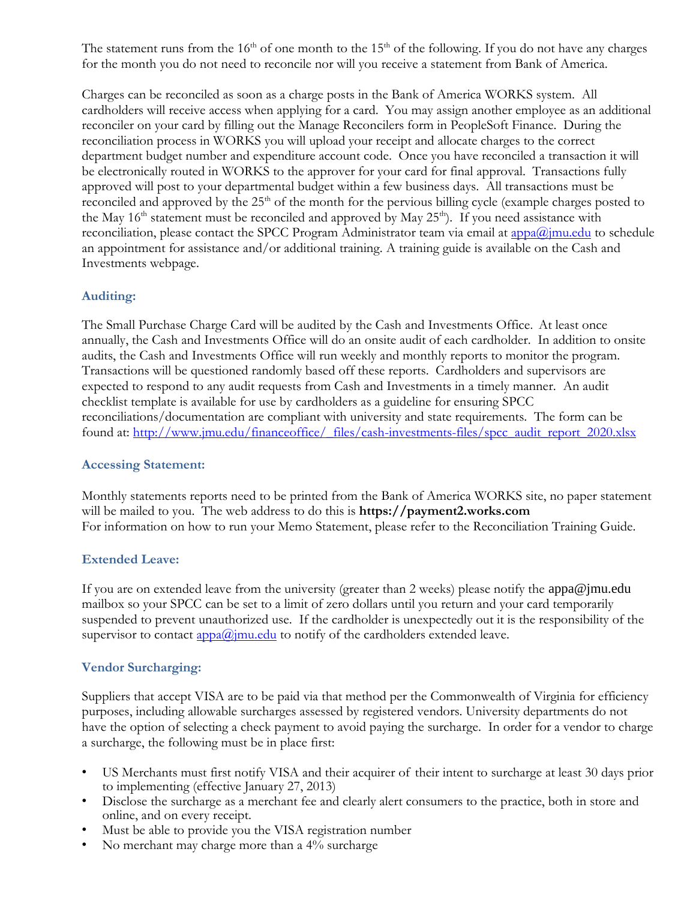The statement runs from the 16th of one month to the 15th of the following. If you do not have any charges for the month you do not need to reconcile nor will you receive a statement from Bank of America.

Charges can be reconciled as soon as a charge posts in the Bank of America WORKS system. All cardholders will receive access when applying for a card. You may assign another employee as an additional reconciler on your card by filling out the Manage Reconcilers form in PeopleSoft Finance. During the reconciliation process in WORKS you will upload your receipt and allocate charges to the correct department budget number and expenditure account code. Once you have reconciled a transaction it will be electronically routed in WORKS to the approver for your card for final approval. Transactions fully approved will post to your departmental budget within a few business days. All transactions must be reconciled and approved by the 25th of the month for the pervious billing cycle (example charges posted to the May 16th statement must be reconciled and approved by May 25th). If you need assistance with reconciliation, please contact the SPCC Program Administrator team via email at appa@jmu.edu to schedule an appointment for assistance and/or additional training. A training guide is available on the Cash and Investments webpage.

### Auditing:

The Small Purchase Charge Card will be audited by the Cash and Investments Office. At least once annually, the Cash and Investments Office will do an onsite audit of each cardholder. In addition to onsite audits, the Cash and Investments Office will run weekly and monthly reports to monitor the program. Transactions will be questioned randomly based off these reports. Cardholders and supervisors are expected to respond to any audit requests from Cash and Investments in a timely manner. An audit checklist template is available for use by cardholders as a guideline for ensuring SPCC reconciliations/documentation are compliant with university and state requirements. The form can be found at: http://www.jmu.edu/financeoffice/_files/cash-investments-files/spcc_audit_report_2020.xlsx

### Accessing Statement:

Monthly statements reports need to be printed from the Bank of America WORKS site, no paper statement will be mailed to you. The web address to do this is **https://payment2.works.com**
For information on how to run your Memo Statement, please refer to the Reconciliation Training Guide.

### Extended Leave:

If you are on extended leave from the university (greater than 2 weeks) please notify the appa@jmu.edu mailbox so your SPCC can be set to a limit of zero dollars until you return and your card temporarily suspended to prevent unauthorized use. If the cardholder is unexpectedly out it is the responsibility of the supervisor to contact appa@jmu.edu to notify of the cardholders extended leave.

### Vendor Surcharging:

Suppliers that accept VISA are to be paid via that method per the Commonwealth of Virginia for efficiency purposes, including allowable surcharges assessed by registered vendors. University departments do not have the option of selecting a check payment to avoid paying the surcharge. In order for a vendor to charge a surcharge, the following must be in place first:

- US Merchants must first notify VISA and their acquirer of their intent to surcharge at least 30 days prior to implementing (effective January 27, 2013)
- Disclose the surcharge as a merchant fee and clearly alert consumers to the practice, both in store and online, and on every receipt.
- Must be able to provide you the VISA registration number
- No merchant may charge more than a 4% surcharge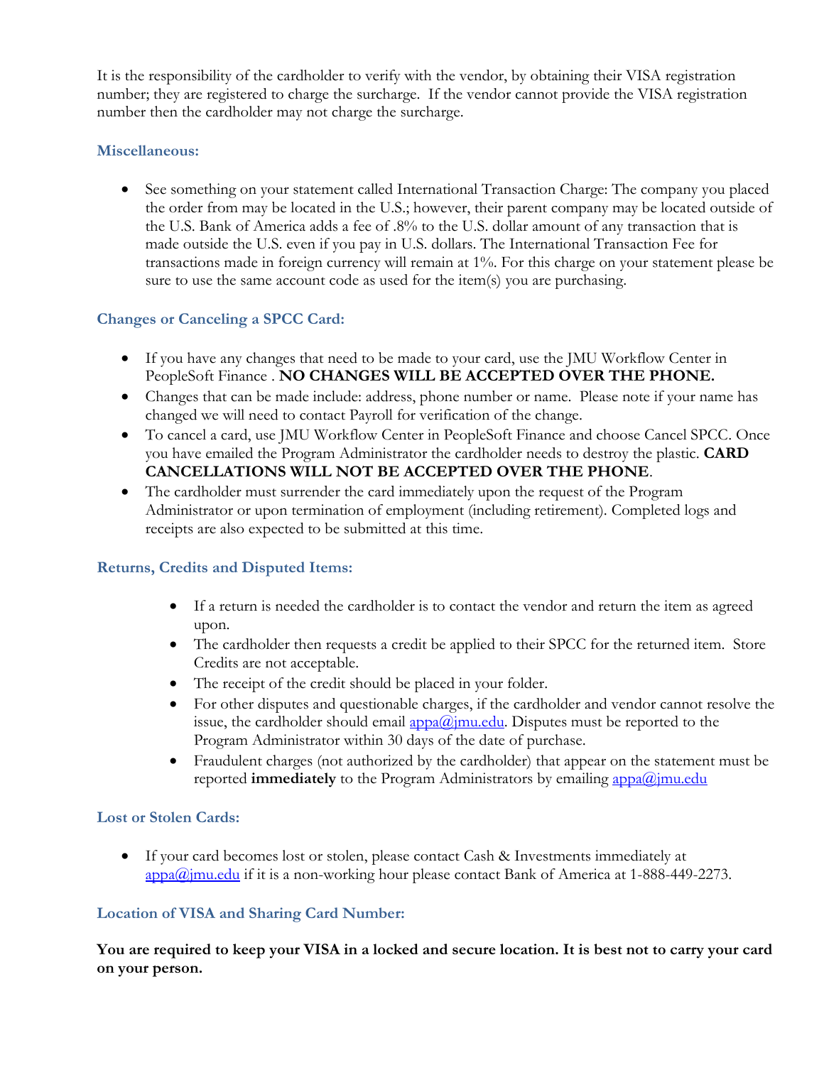It is the responsibility of the cardholder to verify with the vendor, by obtaining their VISA registration number; they are registered to charge the surcharge. If the vendor cannot provide the VISA registration number then the cardholder may not charge the surcharge.

### Miscellaneous:

- See something on your statement called International Transaction Charge: The company you placed the order from may be located in the U.S.; however, their parent company may be located outside of the U.S. Bank of America adds a fee of .8% to the U.S. dollar amount of any transaction that is made outside the U.S. even if you pay in U.S. dollars. The International Transaction Fee for transactions made in foreign currency will remain at 1%. For this charge on your statement please be sure to use the same account code as used for the item(s) you are purchasing.

### Changes or Canceling a SPCC Card:

- If you have any changes that need to be made to your card, use the JMU Workflow Center in PeopleSoft Finance . **NO CHANGES WILL BE ACCEPTED OVER THE PHONE.**
- Changes that can be made include: address, phone number or name. Please note if your name has changed we will need to contact Payroll for verification of the change.
- To cancel a card, use JMU Workflow Center in PeopleSoft Finance and choose Cancel SPCC. Once you have emailed the Program Administrator the cardholder needs to destroy the plastic. **CARD CANCELLATIONS WILL NOT BE ACCEPTED OVER THE PHONE**.
- The cardholder must surrender the card immediately upon the request of the Program Administrator or upon termination of employment (including retirement). Completed logs and receipts are also expected to be submitted at this time.

### Returns, Credits and Disputed Items:

- If a return is needed the cardholder is to contact the vendor and return the item as agreed upon.
- The cardholder then requests a credit be applied to their SPCC for the returned item. Store Credits are not acceptable.
- The receipt of the credit should be placed in your folder.
- For other disputes and questionable charges, if the cardholder and vendor cannot resolve the issue, the cardholder should email appa@jmu.edu. Disputes must be reported to the Program Administrator within 30 days of the date of purchase.
- Fraudulent charges (not authorized by the cardholder) that appear on the statement must be reported **immediately** to the Program Administrators by emailing appa@jmu.edu

### Lost or Stolen Cards:

- If your card becomes lost or stolen, please contact Cash & Investments immediately at appa@jmu.edu if it is a non-working hour please contact Bank of America at 1-888-449-2273.

### Location of VISA and Sharing Card Number:

**You are required to keep your VISA in a locked and secure location. It is best not to carry your card on your person.**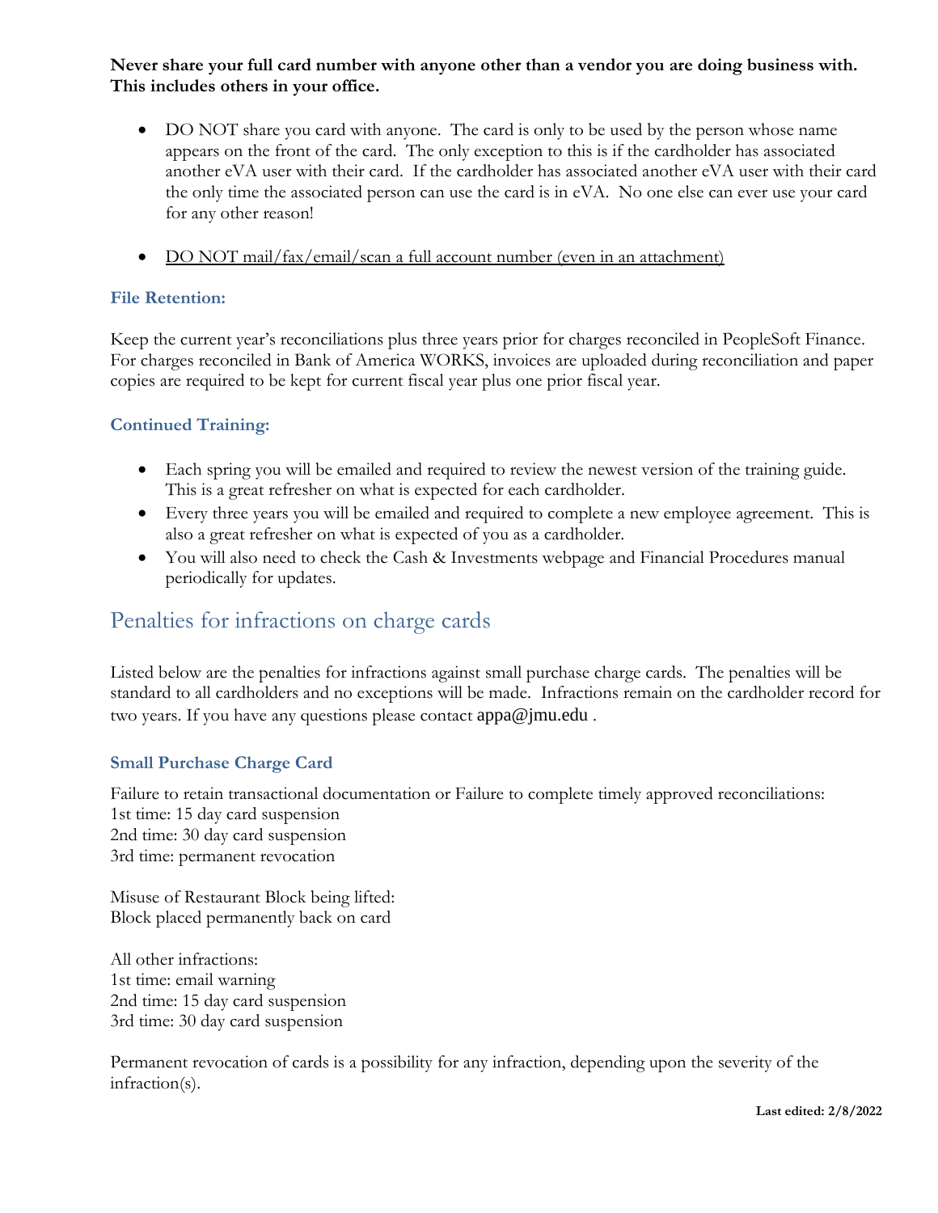**Never share your full card number with anyone other than a vendor you are doing business with. This includes others in your office.**

- DO NOT share you card with anyone. The card is only to be used by the person whose name appears on the front of the card. The only exception to this is if the cardholder has associated another eVA user with their card. If the cardholder has associated another eVA user with their card the only time the associated person can use the card is in eVA. No one else can ever use your card for any other reason!
- DO NOT mail/fax/email/scan a full account number (even in an attachment)

### File Retention:

Keep the current year's reconciliations plus three years prior for charges reconciled in PeopleSoft Finance. For charges reconciled in Bank of America WORKS, invoices are uploaded during reconciliation and paper copies are required to be kept for current fiscal year plus one prior fiscal year.

### Continued Training:

- Each spring you will be emailed and required to review the newest version of the training guide. This is a great refresher on what is expected for each cardholder.
- Every three years you will be emailed and required to complete a new employee agreement. This is also a great refresher on what is expected of you as a cardholder.
- You will also need to check the Cash & Investments webpage and Financial Procedures manual periodically for updates.

## Penalties for infractions on charge cards

Listed below are the penalties for infractions against small purchase charge cards. The penalties will be standard to all cardholders and no exceptions will be made. Infractions remain on the cardholder record for two years. If you have any questions please contact appa@jmu.edu .

### Small Purchase Charge Card

Failure to retain transactional documentation or Failure to complete timely approved reconciliations:
1st time: 15 day card suspension
2nd time: 30 day card suspension
3rd time: permanent revocation

Misuse of Restaurant Block being lifted:
Block placed permanently back on card

All other infractions:
1st time: email warning
2nd time: 15 day card suspension
3rd time: 30 day card suspension

Permanent revocation of cards is a possibility for any infraction, depending upon the severity of the infraction(s).

**Last edited: 2/8/2022**